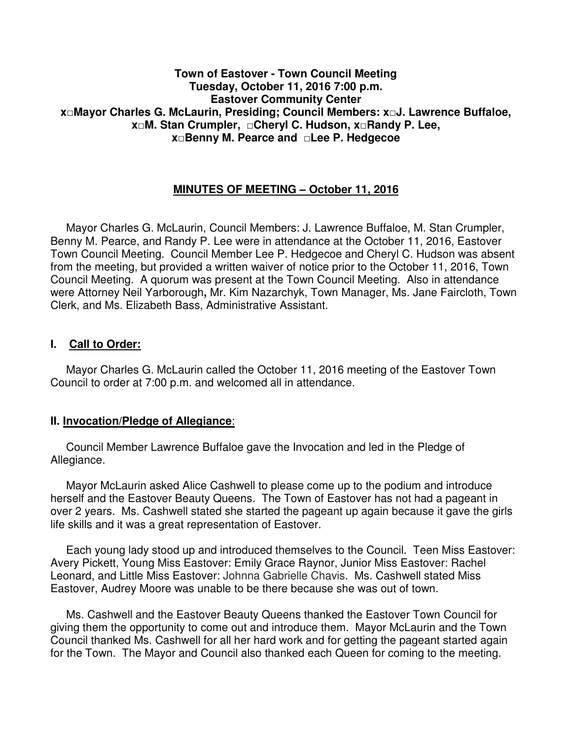**Town of Eastover - Town Council Meeting**
**Tuesday, October 11, 2016 7:00 p.m.**
**Eastover Community Center**
**x□Mayor Charles G. McLaurin, Presiding; Council Members: x□J. Lawrence Buffaloe, x□M. Stan Crumpler, □Cheryl C. Hudson, x□Randy P. Lee, x□Benny M. Pearce and □Lee P. Hedgecoe**

## MINUTES OF MEETING – October 11, 2016

Mayor Charles G. McLaurin, Council Members: J. Lawrence Buffaloe, M. Stan Crumpler, Benny M. Pearce, and Randy P. Lee were in attendance at the October 11, 2016, Eastover Town Council Meeting. Council Member Lee P. Hedgecoe and Cheryl C. Hudson was absent from the meeting, but provided a written waiver of notice prior to the October 11, 2016, Town Council Meeting. A quorum was present at the Town Council Meeting. Also in attendance were Attorney Neil Yarborough**,** Mr. Kim Nazarchyk, Town Manager, Ms. Jane Faircloth, Town Clerk, and Ms. Elizabeth Bass, Administrative Assistant.

## I. Call to Order:

Mayor Charles G. McLaurin called the October 11, 2016 meeting of the Eastover Town Council to order at 7:00 p.m. and welcomed all in attendance.

## II. Invocation/Pledge of Allegiance:

Council Member Lawrence Buffaloe gave the Invocation and led in the Pledge of Allegiance.

Mayor McLaurin asked Alice Cashwell to please come up to the podium and introduce herself and the Eastover Beauty Queens. The Town of Eastover has not had a pageant in over 2 years. Ms. Cashwell stated she started the pageant up again because it gave the girls life skills and it was a great representation of Eastover.

Each young lady stood up and introduced themselves to the Council. Teen Miss Eastover: Avery Pickett, Young Miss Eastover: Emily Grace Raynor, Junior Miss Eastover: Rachel Leonard, and Little Miss Eastover: Johnna Gabrielle Chavis. Ms. Cashwell stated Miss Eastover, Audrey Moore was unable to be there because she was out of town.

Ms. Cashwell and the Eastover Beauty Queens thanked the Eastover Town Council for giving them the opportunity to come out and introduce them. Mayor McLaurin and the Town Council thanked Ms. Cashwell for all her hard work and for getting the pageant started again for the Town. The Mayor and Council also thanked each Queen for coming to the meeting.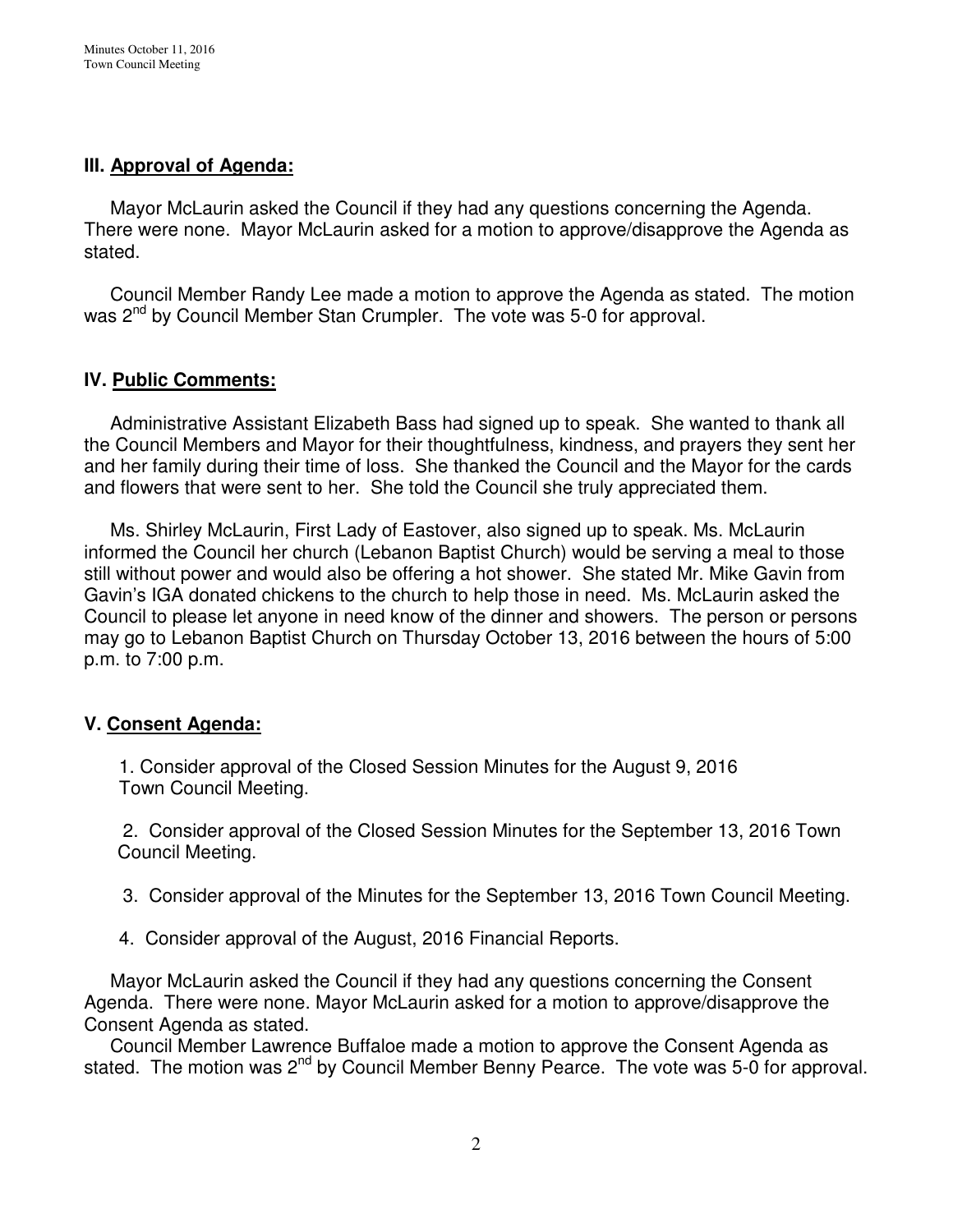## III. Approval of Agenda:

Mayor McLaurin asked the Council if they had any questions concerning the Agenda. There were none. Mayor McLaurin asked for a motion to approve/disapprove the Agenda as stated.

Council Member Randy Lee made a motion to approve the Agenda as stated. The motion was 2nd by Council Member Stan Crumpler. The vote was 5-0 for approval.

## IV. Public Comments:

Administrative Assistant Elizabeth Bass had signed up to speak. She wanted to thank all the Council Members and Mayor for their thoughtfulness, kindness, and prayers they sent her and her family during their time of loss. She thanked the Council and the Mayor for the cards and flowers that were sent to her. She told the Council she truly appreciated them.

Ms. Shirley McLaurin, First Lady of Eastover, also signed up to speak. Ms. McLaurin informed the Council her church (Lebanon Baptist Church) would be serving a meal to those still without power and would also be offering a hot shower. She stated Mr. Mike Gavin from Gavin's IGA donated chickens to the church to help those in need. Ms. McLaurin asked the Council to please let anyone in need know of the dinner and showers. The person or persons may go to Lebanon Baptist Church on Thursday October 13, 2016 between the hours of 5:00 p.m. to 7:00 p.m.

## V. Consent Agenda:

1. Consider approval of the Closed Session Minutes for the August 9, 2016 Town Council Meeting.
2. Consider approval of the Closed Session Minutes for the September 13, 2016 Town Council Meeting.
3. Consider approval of the Minutes for the September 13, 2016 Town Council Meeting.
4. Consider approval of the August, 2016 Financial Reports.

Mayor McLaurin asked the Council if they had any questions concerning the Consent Agenda. There were none. Mayor McLaurin asked for a motion to approve/disapprove the Consent Agenda as stated.

Council Member Lawrence Buffaloe made a motion to approve the Consent Agenda as stated. The motion was 2nd by Council Member Benny Pearce. The vote was 5-0 for approval.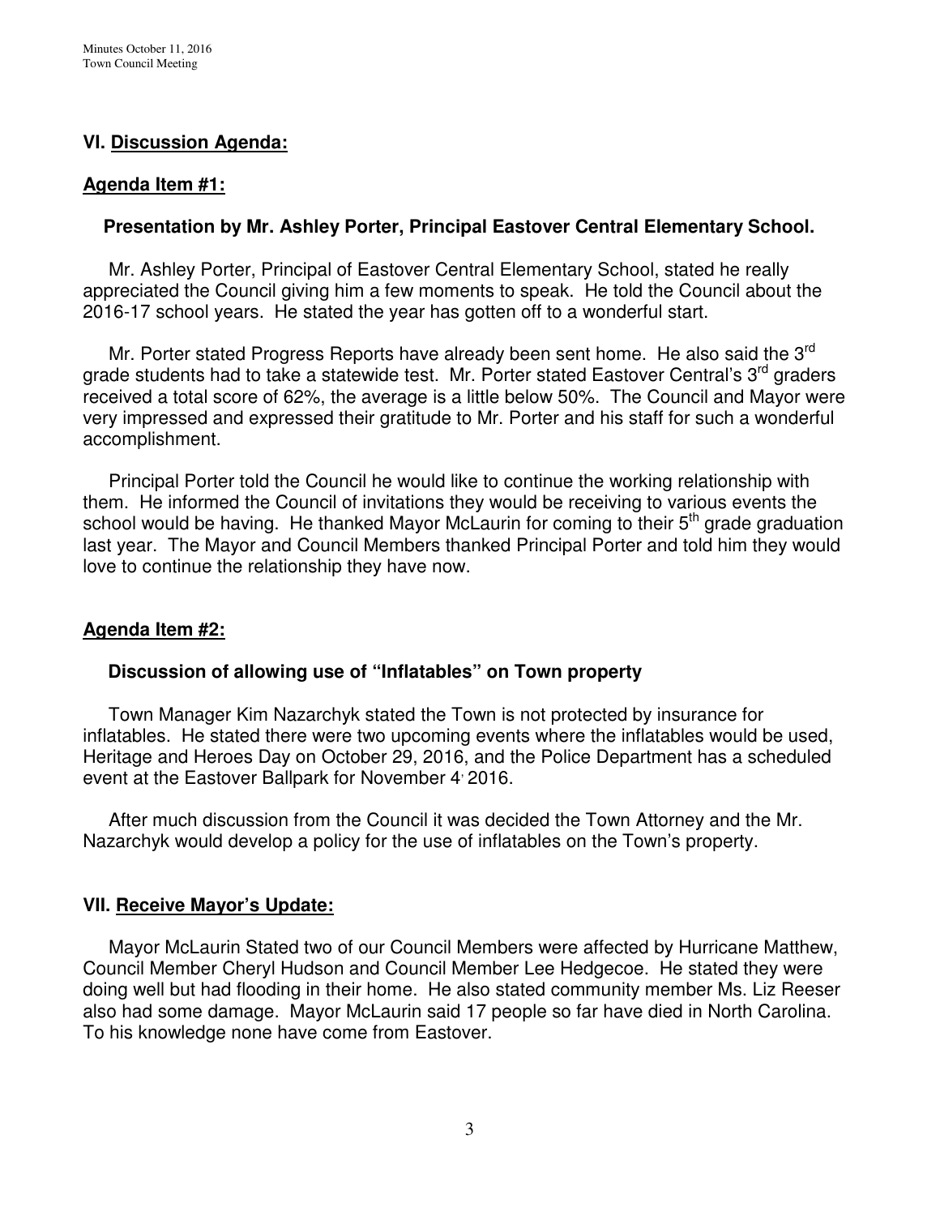## VI. Discussion Agenda:

### Agenda Item #1:

**Presentation by Mr. Ashley Porter, Principal Eastover Central Elementary School.**

Mr. Ashley Porter, Principal of Eastover Central Elementary School, stated he really appreciated the Council giving him a few moments to speak. He told the Council about the 2016-17 school years. He stated the year has gotten off to a wonderful start.

Mr. Porter stated Progress Reports have already been sent home. He also said the 3rd grade students had to take a statewide test. Mr. Porter stated Eastover Central's 3rd graders received a total score of 62%, the average is a little below 50%. The Council and Mayor were very impressed and expressed their gratitude to Mr. Porter and his staff for such a wonderful accomplishment.

Principal Porter told the Council he would like to continue the working relationship with them. He informed the Council of invitations they would be receiving to various events the school would be having. He thanked Mayor McLaurin for coming to their 5th grade graduation last year. The Mayor and Council Members thanked Principal Porter and told him they would love to continue the relationship they have now.

### Agenda Item #2:

**Discussion of allowing use of "Inflatables" on Town property**

Town Manager Kim Nazarchyk stated the Town is not protected by insurance for inflatables. He stated there were two upcoming events where the inflatables would be used, Heritage and Heroes Day on October 29, 2016, and the Police Department has a scheduled event at the Eastover Ballpark for November 4, 2016.

After much discussion from the Council it was decided the Town Attorney and the Mr. Nazarchyk would develop a policy for the use of inflatables on the Town's property.

## VII. Receive Mayor's Update:

Mayor McLaurin Stated two of our Council Members were affected by Hurricane Matthew, Council Member Cheryl Hudson and Council Member Lee Hedgecoe. He stated they were doing well but had flooding in their home. He also stated community member Ms. Liz Reeser also had some damage. Mayor McLaurin said 17 people so far have died in North Carolina. To his knowledge none have come from Eastover.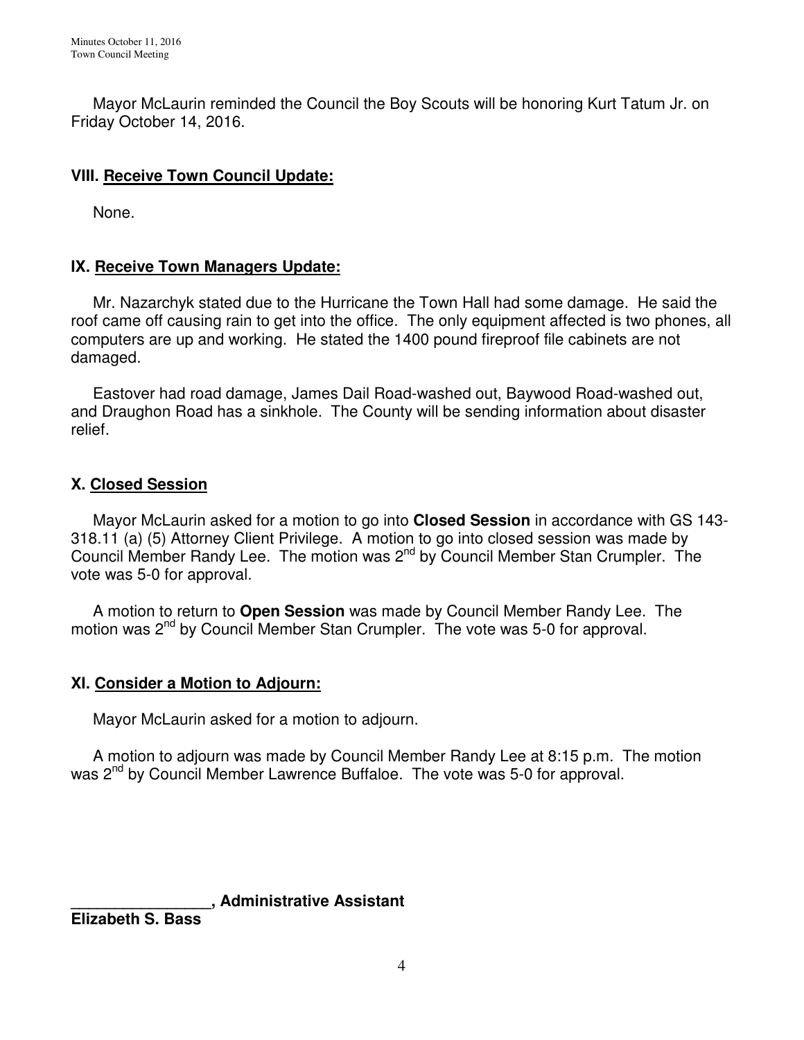Mayor McLaurin reminded the Council the Boy Scouts will be honoring Kurt Tatum Jr. on Friday October 14, 2016.

## VIII. Receive Town Council Update:

None.

## IX. Receive Town Managers Update:

Mr. Nazarchyk stated due to the Hurricane the Town Hall had some damage. He said the roof came off causing rain to get into the office. The only equipment affected is two phones, all computers are up and working. He stated the 1400 pound fireproof file cabinets are not damaged.

Eastover had road damage, James Dail Road-washed out, Baywood Road-washed out, and Draughon Road has a sinkhole. The County will be sending information about disaster relief.

## X. Closed Session

Mayor McLaurin asked for a motion to go into **Closed Session** in accordance with GS 143-318.11 (a) (5) Attorney Client Privilege. A motion to go into closed session was made by Council Member Randy Lee. The motion was 2nd by Council Member Stan Crumpler. The vote was 5-0 for approval.

A motion to return to **Open Session** was made by Council Member Randy Lee. The motion was 2nd by Council Member Stan Crumpler. The vote was 5-0 for approval.

## XI. Consider a Motion to Adjourn:

Mayor McLaurin asked for a motion to adjourn.

A motion to adjourn was made by Council Member Randy Lee at 8:15 p.m. The motion was 2nd by Council Member Lawrence Buffaloe. The vote was 5-0 for approval.

**________________, Administrative Assistant**
**Elizabeth S. Bass**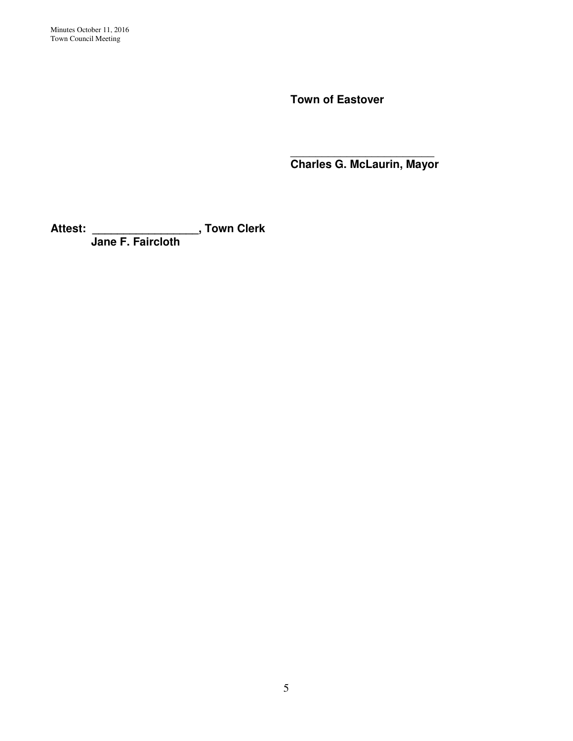**Town of Eastover**

\_\_\_\_\_\_\_\_\_\_\_\_\_\_\_\_\_\_\_\_\_\_\_\_\_

**Charles G. McLaurin, Mayor**

**Attest: \_\_\_\_\_\_\_\_\_\_\_\_\_\_\_\_\_\_\_, Town Clerk**
**Jane F. Faircloth**